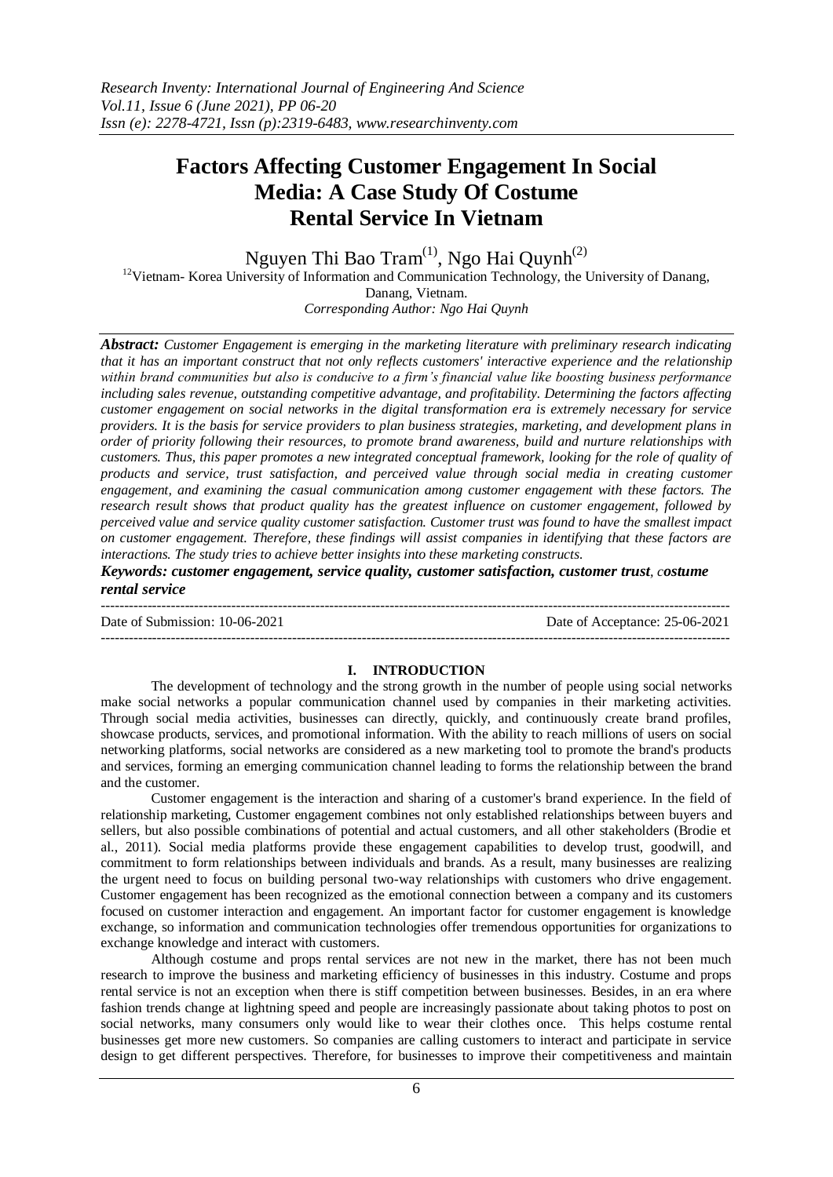# Factors Affecting Customer Engagement In Social Media: A Case Study Of Costume Rental Service In Vietnam

Nguyen Thi Bao Tram[1], Ngo Hai Quynh[2]

[12]Vietnam- Korea University of Information and Communication Technology, the University of Danang, Danang, Vietnam.

*Corresponding Author: Ngo Hai Quynh*

***Abstract:*** *Customer Engagement is emerging in the marketing literature with preliminary research indicating that it has an important construct that not only reflects customers' interactive experience and the relationship within brand communities but also is conducive to a firm's financial value like boosting business performance including sales revenue, outstanding competitive advantage, and profitability. Determining the factors affecting customer engagement on social networks in the digital transformation era is extremely necessary for service providers. It is the basis for service providers to plan business strategies, marketing, and development plans in order of priority following their resources, to promote brand awareness, build and nurture relationships with customers. Thus, this paper promotes a new integrated conceptual framework, looking for the role of quality of products and service, trust satisfaction, and perceived value through social media in creating customer engagement, and examining the casual communication among customer engagement with these factors. The research result shows that product quality has the greatest influence on customer engagement, followed by perceived value and service quality customer satisfaction. Customer trust was found to have the smallest impact on customer engagement. Therefore, these findings will assist companies in identifying that these factors are interactions. The study tries to achieve better insights into these marketing constructs.*

***Keywords: customer engagement, service quality, customer satisfaction, customer trust, costume rental service***

---

Date of Submission: 10-06-2021 | Date of Acceptance: 25-06-2021

---

## I. INTRODUCTION

The development of technology and the strong growth in the number of people using social networks make social networks a popular communication channel used by companies in their marketing activities. Through social media activities, businesses can directly, quickly, and continuously create brand profiles, showcase products, services, and promotional information. With the ability to reach millions of users on social networking platforms, social networks are considered as a new marketing tool to promote the brand's products and services, forming an emerging communication channel leading to forms the relationship between the brand and the customer.

Customer engagement is the interaction and sharing of a customer's brand experience. In the field of relationship marketing, Customer engagement combines not only established relationships between buyers and sellers, but also possible combinations of potential and actual customers, and all other stakeholders (Brodie et al., 2011). Social media platforms provide these engagement capabilities to develop trust, goodwill, and commitment to form relationships between individuals and brands. As a result, many businesses are realizing the urgent need to focus on building personal two-way relationships with customers who drive engagement. Customer engagement has been recognized as the emotional connection between a company and its customers focused on customer interaction and engagement. An important factor for customer engagement is knowledge exchange, so information and communication technologies offer tremendous opportunities for organizations to exchange knowledge and interact with customers.

Although costume and props rental services are not new in the market, there has not been much research to improve the business and marketing efficiency of businesses in this industry. Costume and props rental service is not an exception when there is stiff competition between businesses. Besides, in an era where fashion trends change at lightning speed and people are increasingly passionate about taking photos to post on social networks, many consumers only would like to wear their clothes once. This helps costume rental businesses get more new customers. So companies are calling customers to interact and participate in service design to get different perspectives. Therefore, for businesses to improve their competitiveness and maintain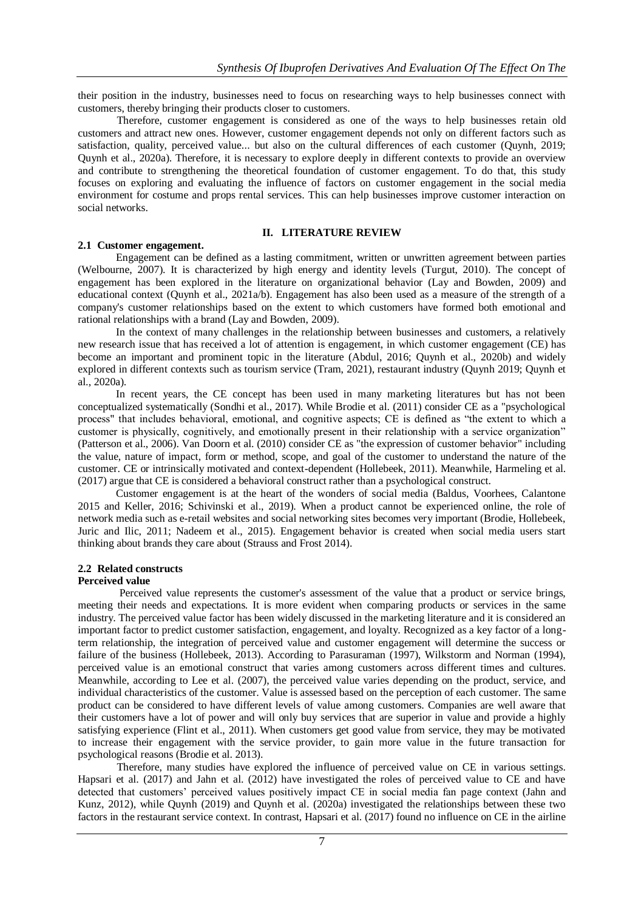their position in the industry, businesses need to focus on researching ways to help businesses connect with customers, thereby bringing their products closer to customers.

Therefore, customer engagement is considered as one of the ways to help businesses retain old customers and attract new ones. However, customer engagement depends not only on different factors such as satisfaction, quality, perceived value... but also on the cultural differences of each customer (Quynh, 2019; Quynh et al., 2020a). Therefore, it is necessary to explore deeply in different contexts to provide an overview and contribute to strengthening the theoretical foundation of customer engagement. To do that, this study focuses on exploring and evaluating the influence of factors on customer engagement in the social media environment for costume and props rental services. This can help businesses improve customer interaction on social networks.

## II. LITERATURE REVIEW

### 2.1 Customer engagement.

Engagement can be defined as a lasting commitment, written or unwritten agreement between parties (Welbourne, 2007). It is characterized by high energy and identity levels (Turgut, 2010). The concept of engagement has been explored in the literature on organizational behavior (Lay and Bowden, 2009) and educational context (Quynh et al., 2021a/b). Engagement has also been used as a measure of the strength of a company's customer relationships based on the extent to which customers have formed both emotional and rational relationships with a brand (Lay and Bowden, 2009).

In the context of many challenges in the relationship between businesses and customers, a relatively new research issue that has received a lot of attention is engagement, in which customer engagement (CE) has become an important and prominent topic in the literature (Abdul, 2016; Quynh et al., 2020b) and widely explored in different contexts such as tourism service (Tram, 2021), restaurant industry (Quynh 2019; Quynh et al., 2020a).

In recent years, the CE concept has been used in many marketing literatures but has not been conceptualized systematically (Sondhi et al., 2017). While Brodie et al. (2011) consider CE as a "psychological process" that includes behavioral, emotional, and cognitive aspects; CE is defined as "the extent to which a customer is physically, cognitively, and emotionally present in their relationship with a service organization" (Patterson et al., 2006). Van Doorn et al. (2010) consider CE as "the expression of customer behavior" including the value, nature of impact, form or method, scope, and goal of the customer to understand the nature of the customer. CE or intrinsically motivated and context-dependent (Hollebeek, 2011). Meanwhile, Harmeling et al. (2017) argue that CE is considered a behavioral construct rather than a psychological construct.

Customer engagement is at the heart of the wonders of social media (Baldus, Voorhees, Calantone 2015 and Keller, 2016; Schivinski et al., 2019). When a product cannot be experienced online, the role of network media such as e-retail websites and social networking sites becomes very important (Brodie, Hollebeek, Juric and Ilic, 2011; Nadeem et al., 2015). Engagement behavior is created when social media users start thinking about brands they care about (Strauss and Frost 2014).

### 2.2 Related constructs

**Perceived value**

Perceived value represents the customer's assessment of the value that a product or service brings, meeting their needs and expectations. It is more evident when comparing products or services in the same industry. The perceived value factor has been widely discussed in the marketing literature and it is considered an important factor to predict customer satisfaction, engagement, and loyalty. Recognized as a key factor of a long-term relationship, the integration of perceived value and customer engagement will determine the success or failure of the business (Hollebeek, 2013). According to Parasuraman (1997), Wilkstorm and Norman (1994), perceived value is an emotional construct that varies among customers across different times and cultures. Meanwhile, according to Lee et al. (2007), the perceived value varies depending on the product, service, and individual characteristics of the customer. Value is assessed based on the perception of each customer. The same product can be considered to have different levels of value among customers. Companies are well aware that their customers have a lot of power and will only buy services that are superior in value and provide a highly satisfying experience (Flint et al., 2011). When customers get good value from service, they may be motivated to increase their engagement with the service provider, to gain more value in the future transaction for psychological reasons (Brodie et al. 2013).

Therefore, many studies have explored the influence of perceived value on CE in various settings. Hapsari et al. (2017) and Jahn et al. (2012) have investigated the roles of perceived value to CE and have detected that customers' perceived values positively impact CE in social media fan page context (Jahn and Kunz, 2012), while Quynh (2019) and Quynh et al. (2020a) investigated the relationships between these two factors in the restaurant service context. In contrast, Hapsari et al. (2017) found no influence on CE in the airline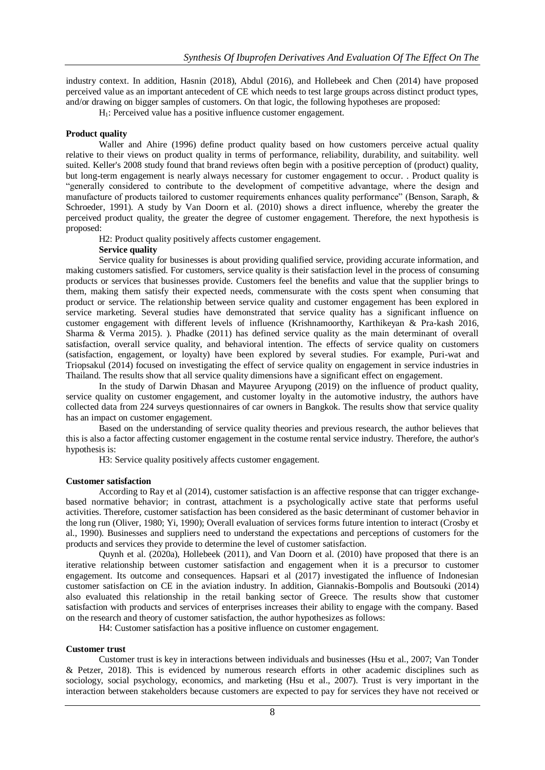industry context. In addition, Hasnin (2018), Abdul (2016), and Hollebeek and Chen (2014) have proposed perceived value as an important antecedent of CE which needs to test large groups across distinct product types, and/or drawing on bigger samples of customers. On that logic, the following hypotheses are proposed:

$H_1$: Perceived value has a positive influence customer engagement.

**Product quality**

Waller and Ahire (1996) define product quality based on how customers perceive actual quality relative to their views on product quality in terms of performance, reliability, durability, and suitability. well suited. Keller's 2008 study found that brand reviews often begin with a positive perception of (product) quality, but long-term engagement is nearly always necessary for customer engagement to occur. . Product quality is "generally considered to contribute to the development of competitive advantage, where the design and manufacture of products tailored to customer requirements enhances quality performance" (Benson, Saraph, & Schroeder, 1991). A study by Van Doorn et al. (2010) shows a direct influence, whereby the greater the perceived product quality, the greater the degree of customer engagement. Therefore, the next hypothesis is proposed:

H2: Product quality positively affects customer engagement.

**Service quality**

Service quality for businesses is about providing qualified service, providing accurate information, and making customers satisfied. For customers, service quality is their satisfaction level in the process of consuming products or services that businesses provide. Customers feel the benefits and value that the supplier brings to them, making them satisfy their expected needs, commensurate with the costs spent when consuming that product or service. The relationship between service quality and customer engagement has been explored in service marketing. Several studies have demonstrated that service quality has a significant influence on customer engagement with different levels of influence (Krishnamoorthy, Karthikeyan & Pra-kash 2016, Sharma & Verma 2015). ). Phadke (2011) has defined service quality as the main determinant of overall satisfaction, overall service quality, and behavioral intention. The effects of service quality on customers (satisfaction, engagement, or loyalty) have been explored by several studies. For example, Puri-wat and Triopsakul (2014) focused on investigating the effect of service quality on engagement in service industries in Thailand. The results show that all service quality dimensions have a significant effect on engagement.

In the study of Darwin Dhasan and Mayuree Aryupong (2019) on the influence of product quality, service quality on customer engagement, and customer loyalty in the automotive industry, the authors have collected data from 224 surveys questionnaires of car owners in Bangkok. The results show that service quality has an impact on customer engagement.

Based on the understanding of service quality theories and previous research, the author believes that this is also a factor affecting customer engagement in the costume rental service industry. Therefore, the author's hypothesis is:

H3: Service quality positively affects customer engagement.

**Customer satisfaction**

According to Ray et al (2014), customer satisfaction is an affective response that can trigger exchange-based normative behavior; in contrast, attachment is a psychologically active state that performs useful activities. Therefore, customer satisfaction has been considered as the basic determinant of customer behavior in the long run (Oliver, 1980; Yi, 1990); Overall evaluation of services forms future intention to interact (Crosby et al., 1990). Businesses and suppliers need to understand the expectations and perceptions of customers for the products and services they provide to determine the level of customer satisfaction.

Quynh et al. (2020a), Hollebeek (2011), and Van Doorn et al. (2010) have proposed that there is an iterative relationship between customer satisfaction and engagement when it is a precursor to customer engagement. Its outcome and consequences. Hapsari et al (2017) investigated the influence of Indonesian customer satisfaction on CE in the aviation industry. In addition, Giannakis-Bompolis and Boutsouki (2014) also evaluated this relationship in the retail banking sector of Greece. The results show that customer satisfaction with products and services of enterprises increases their ability to engage with the company. Based on the research and theory of customer satisfaction, the author hypothesizes as follows:

H4: Customer satisfaction has a positive influence on customer engagement.

**Customer trust**

Customer trust is key in interactions between individuals and businesses (Hsu et al., 2007; Van Tonder & Petzer, 2018). This is evidenced by numerous research efforts in other academic disciplines such as sociology, social psychology, economics, and marketing (Hsu et al., 2007). Trust is very important in the interaction between stakeholders because customers are expected to pay for services they have not received or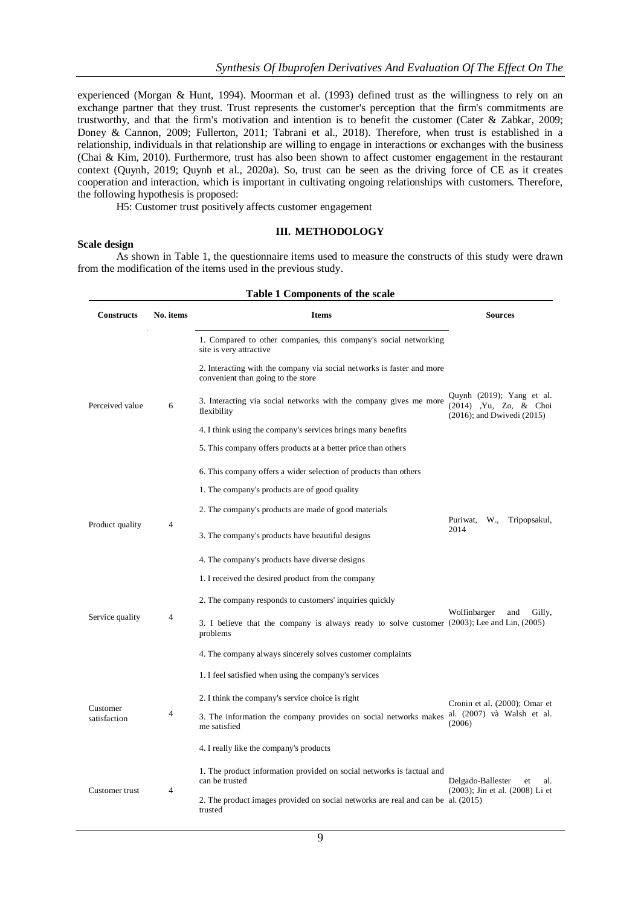experienced (Morgan & Hunt, 1994). Moorman et al. (1993) defined trust as the willingness to rely on an exchange partner that they trust. Trust represents the customer's perception that the firm's commitments are trustworthy, and that the firm's motivation and intention is to benefit the customer (Cater & Zabkar, 2009; Doney & Cannon, 2009; Fullerton, 2011; Tabrani et al., 2018). Therefore, when trust is established in a relationship, individuals in that relationship are willing to engage in interactions or exchanges with the business (Chai & Kim, 2010). Furthermore, trust has also been shown to affect customer engagement in the restaurant context (Quynh, 2019; Quynh et al., 2020a). So, trust can be seen as the driving force of CE as it creates cooperation and interaction, which is important in cultivating ongoing relationships with customers. Therefore, the following hypothesis is proposed:

H5: Customer trust positively affects customer engagement

## III. METHODOLOGY

**Scale design**

As shown in Table 1, the questionnaire items used to measure the constructs of this study were drawn from the modification of the items used in the previous study.

**Table 1 Components of the scale**

| Constructs | No. items | Items | Sources |
|---|---|---|---|
| Perceived value | 6 | 1. Compared to other companies, this company's social networking site is very attractive | Quynh (2019); Yang et al. (2014) ,Yu, Zo, & Choi (2016); and Dwivedi (2015) |
| | | 2. Interacting with the company via social networks is faster and more convenient than going to the store | |
| | | 3. Interacting via social networks with the company gives me more flexibility | |
| | | 4. I think using the company's services brings many benefits | |
| | | 5. This company offers products at a better price than others | |
| | | 6. This company offers a wider selection of products than others | |
| Product quality | 4 | 1. The company's products are of good quality | Puriwat, W., Tripopsakul, 2014 |
| | | 2. The company's products are made of good materials | |
| | | 3. The company's products have beautiful designs | |
| | | 4. The company's products have diverse designs | |
| Service quality | 4 | 1. I received the desired product from the company | Wolfinbarger and Gilly, (2003); Lee and Lin, (2005) |
| | | 2. The company responds to customers' inquiries quickly | |
| | | 3. I believe that the company is always ready to solve customer problems | |
| | | 4. The company always sincerely solves customer complaints | |
| Customer satisfaction | 4 | 1. I feel satisfied when using the company's services | Cronin et al. (2000); Omar et al. (2007) và Walsh et al. (2006) |
| | | 2. I think the company's service choice is right | |
| | | 3. The information the company provides on social networks makes me satisfied | |
| | | 4. I really like the company's products | |
| Customer trust | 4 | 1. The product information provided on social networks is factual and can be trusted | Delgado-Ballester et al. (2003); Jin et al. (2008) Li et al. (2015) |
| | | 2. The product images provided on social networks are real and can be trusted | |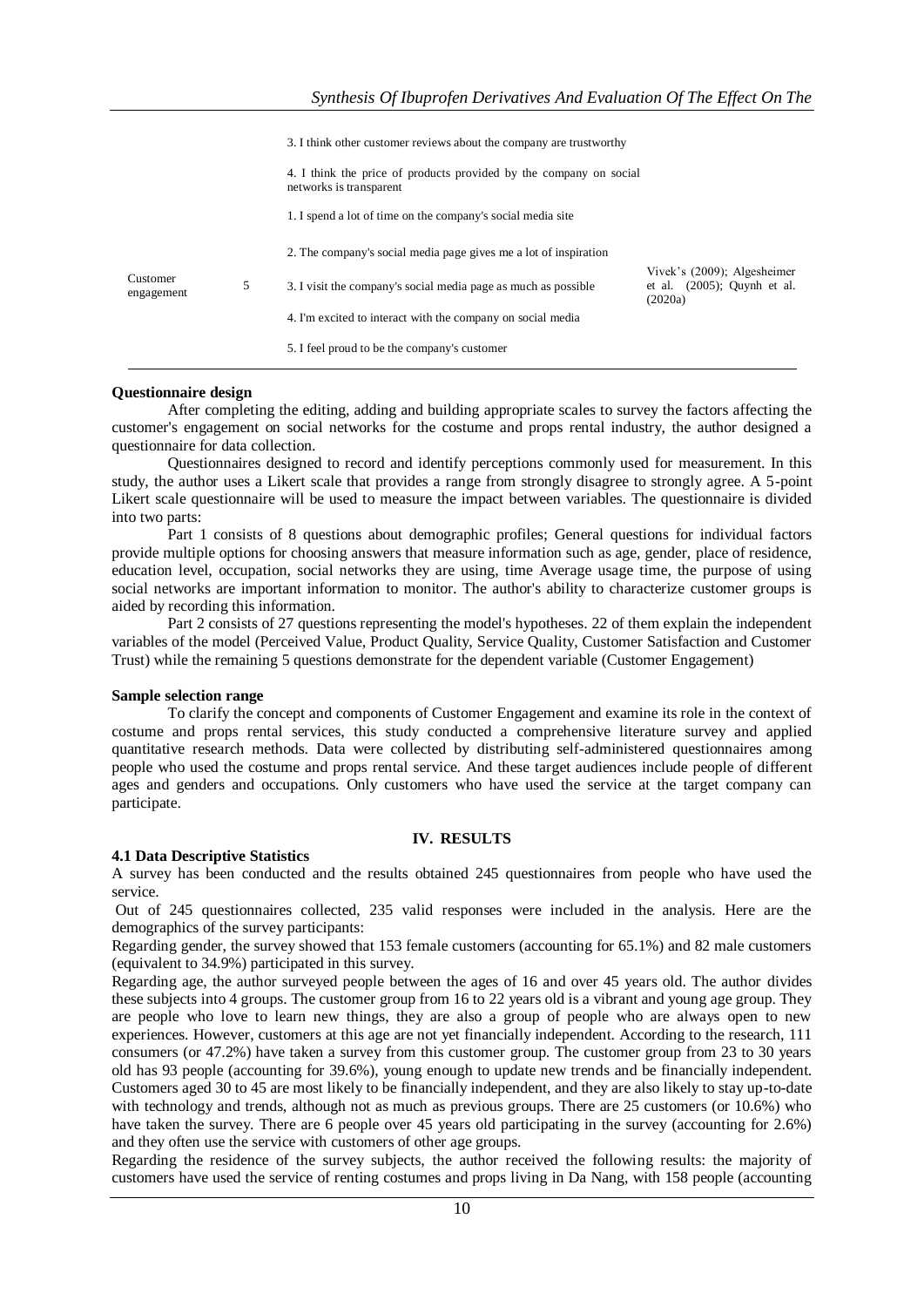| | | | |
|---|---|---|---|
| | | 3. I think other customer reviews about the company are trustworthy | |
| | | 4. I think the price of products provided by the company on social networks is transparent | |
| Customer engagement | 5 | 1. I spend a lot of time on the company's social media site | Vivek's (2009); Algesheimer et al. (2005); Quynh et al. (2020a) |
| | | 2. The company's social media page gives me a lot of inspiration | |
| | | 3. I visit the company's social media page as much as possible | |
| | | 4. I'm excited to interact with the company on social media | |
| | | 5. I feel proud to be the company's customer | |

**Questionnaire design**

After completing the editing, adding and building appropriate scales to survey the factors affecting the customer's engagement on social networks for the costume and props rental industry, the author designed a questionnaire for data collection.

Questionnaires designed to record and identify perceptions commonly used for measurement. In this study, the author uses a Likert scale that provides a range from strongly disagree to strongly agree. A 5-point Likert scale questionnaire will be used to measure the impact between variables. The questionnaire is divided into two parts:

Part 1 consists of 8 questions about demographic profiles; General questions for individual factors provide multiple options for choosing answers that measure information such as age, gender, place of residence, education level, occupation, social networks they are using, time Average usage time, the purpose of using social networks are important information to monitor. The author's ability to characterize customer groups is aided by recording this information.

Part 2 consists of 27 questions representing the model's hypotheses. 22 of them explain the independent variables of the model (Perceived Value, Product Quality, Service Quality, Customer Satisfaction and Customer Trust) while the remaining 5 questions demonstrate for the dependent variable (Customer Engagement)

**Sample selection range**

To clarify the concept and components of Customer Engagement and examine its role in the context of costume and props rental services, this study conducted a comprehensive literature survey and applied quantitative research methods. Data were collected by distributing self-administered questionnaires among people who used the costume and props rental service. And these target audiences include people of different ages and genders and occupations. Only customers who have used the service at the target company can participate.

## IV. RESULTS

**4.1 Data Descriptive Statistics**

A survey has been conducted and the results obtained 245 questionnaires from people who have used the service.

Out of 245 questionnaires collected, 235 valid responses were included in the analysis. Here are the demographics of the survey participants:

Regarding gender, the survey showed that 153 female customers (accounting for 65.1%) and 82 male customers (equivalent to 34.9%) participated in this survey.

Regarding age, the author surveyed people between the ages of 16 and over 45 years old. The author divides these subjects into 4 groups. The customer group from 16 to 22 years old is a vibrant and young age group. They are people who love to learn new things, they are also a group of people who are always open to new experiences. However, customers at this age are not yet financially independent. According to the research, 111 consumers (or 47.2%) have taken a survey from this customer group. The customer group from 23 to 30 years old has 93 people (accounting for 39.6%), young enough to update new trends and be financially independent. Customers aged 30 to 45 are most likely to be financially independent, and they are also likely to stay up-to-date with technology and trends, although not as much as previous groups. There are 25 customers (or 10.6%) who have taken the survey. There are 6 people over 45 years old participating in the survey (accounting for 2.6%) and they often use the service with customers of other age groups.

Regarding the residence of the survey subjects, the author received the following results: the majority of customers have used the service of renting costumes and props living in Da Nang, with 158 people (accounting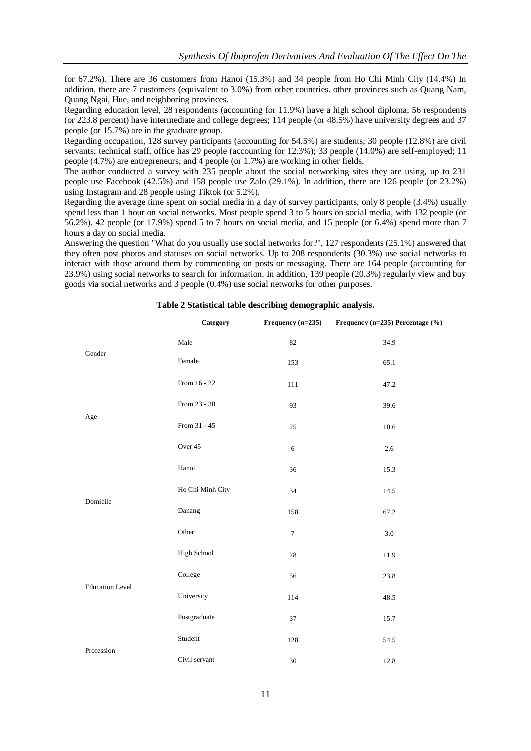for 67.2%). There are 36 customers from Hanoi (15.3%) and 34 people from Ho Chi Minh City (14.4%) In addition, there are 7 customers (equivalent to 3.0%) from other countries. other provinces such as Quang Nam, Quang Ngai, Hue, and neighboring provinces.

Regarding education level, 28 respondents (accounting for 11.9%) have a high school diploma; 56 respondents (or 223.8 percent) have intermediate and college degrees; 114 people (or 48.5%) have university degrees and 37 people (or 15.7%) are in the graduate group.

Regarding occupation, 128 survey participants (accounting for 54.5%) are students; 30 people (12.8%) are civil servants; technical staff, office has 29 people (accounting for 12.3%); 33 people (14.0%) are self-employed; 11 people (4.7%) are entrepreneurs; and 4 people (or 1.7%) are working in other fields.

The author conducted a survey with 235 people about the social networking sites they are using, up to 231 people use Facebook (42.5%) and 158 people use Zalo (29.1%). In addition, there are 126 people (or 23.2%) using Instagram and 28 people using Tiktok (or 5.2%).

Regarding the average time spent on social media in a day of survey participants, only 8 people (3.4%) usually spend less than 1 hour on social networks. Most people spend 3 to 5 hours on social media, with 132 people (or 56.2%). 42 people (or 17.9%) spend 5 to 7 hours on social media, and 15 people (or 6.4%) spend more than 7 hours a day on social media.

Answering the question "What do you usually use social networks for?", 127 respondents (25.1%) answered that they often post photos and statuses on social networks. Up to 208 respondents (30.3%) use social networks to interact with those around them by commenting on posts or messaging. There are 164 people (accounting for 23.9%) using social networks to search for information. In addition, 139 people (20.3%) regularly view and buy goods via social networks and 3 people (0.4%) use social networks for other purposes.

**Table 2 Statistical table describing demographic analysis.**

| | Category | Frequency (n=235) | Frequency (n=235) Percentage (%) |
|---|---|---|---|
| Gender | Male | 82 | 34.9 |
| | Female | 153 | 65.1 |
| Age | From 16 - 22 | 111 | 47.2 |
| | From 23 - 30 | 93 | 39.6 |
| | From 31 - 45 | 25 | 10.6 |
| | Over 45 | 6 | 2.6 |
| Domicile | Hanoi | 36 | 15.3 |
| | Ho Chi Minh City | 34 | 14.5 |
| | Danang | 158 | 67.2 |
| | Other | 7 | 3.0 |
| Education Level | High School | 28 | 11.9 |
| | College | 56 | 23.8 |
| | University | 114 | 48.5 |
| | Postgraduate | 37 | 15.7 |
| Profession | Student | 128 | 54.5 |
| | Civil servant | 30 | 12.8 |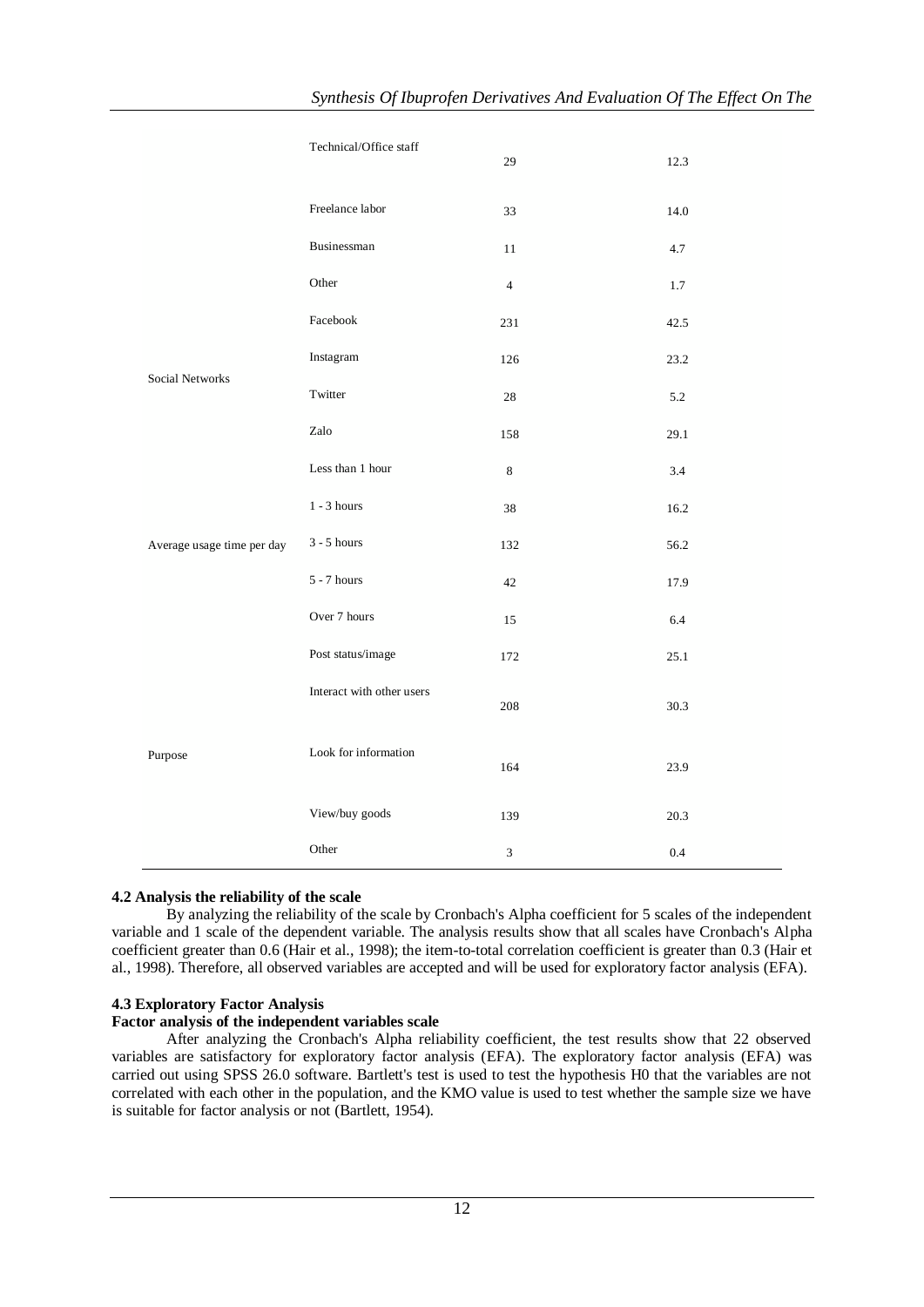| | Technical/Office staff | 29 | 12.3 |
|---|---|---|---|
| | Freelance labor | 33 | 14.0 |
| | Businessman | 11 | 4.7 |
| | Other | 4 | 1.7 |
| Social Networks | Facebook | 231 | 42.5 |
| | Instagram | 126 | 23.2 |
| | Twitter | 28 | 5.2 |
| | Zalo | 158 | 29.1 |
| Average usage time per day | Less than 1 hour | 8 | 3.4 |
| | 1 - 3 hours | 38 | 16.2 |
| | 3 - 5 hours | 132 | 56.2 |
| | 5 - 7 hours | 42 | 17.9 |
| | Over 7 hours | 15 | 6.4 |
| Purpose | Post status/image | 172 | 25.1 |
| | Interact with other users | 208 | 30.3 |
| | Look for information | 164 | 23.9 |
| | View/buy goods | 139 | 20.3 |
| | Other | 3 | 0.4 |

### 4.2 Analysis the reliability of the scale

By analyzing the reliability of the scale by Cronbach's Alpha coefficient for 5 scales of the independent variable and 1 scale of the dependent variable. The analysis results show that all scales have Cronbach's Alpha coefficient greater than 0.6 (Hair et al., 1998); the item-to-total correlation coefficient is greater than 0.3 (Hair et al., 1998). Therefore, all observed variables are accepted and will be used for exploratory factor analysis (EFA).

### 4.3 Exploratory Factor Analysis

**Factor analysis of the independent variables scale**

After analyzing the Cronbach's Alpha reliability coefficient, the test results show that 22 observed variables are satisfactory for exploratory factor analysis (EFA). The exploratory factor analysis (EFA) was carried out using SPSS 26.0 software. Bartlett's test is used to test the hypothesis H0 that the variables are not correlated with each other in the population, and the KMO value is used to test whether the sample size we have is suitable for factor analysis or not (Bartlett, 1954).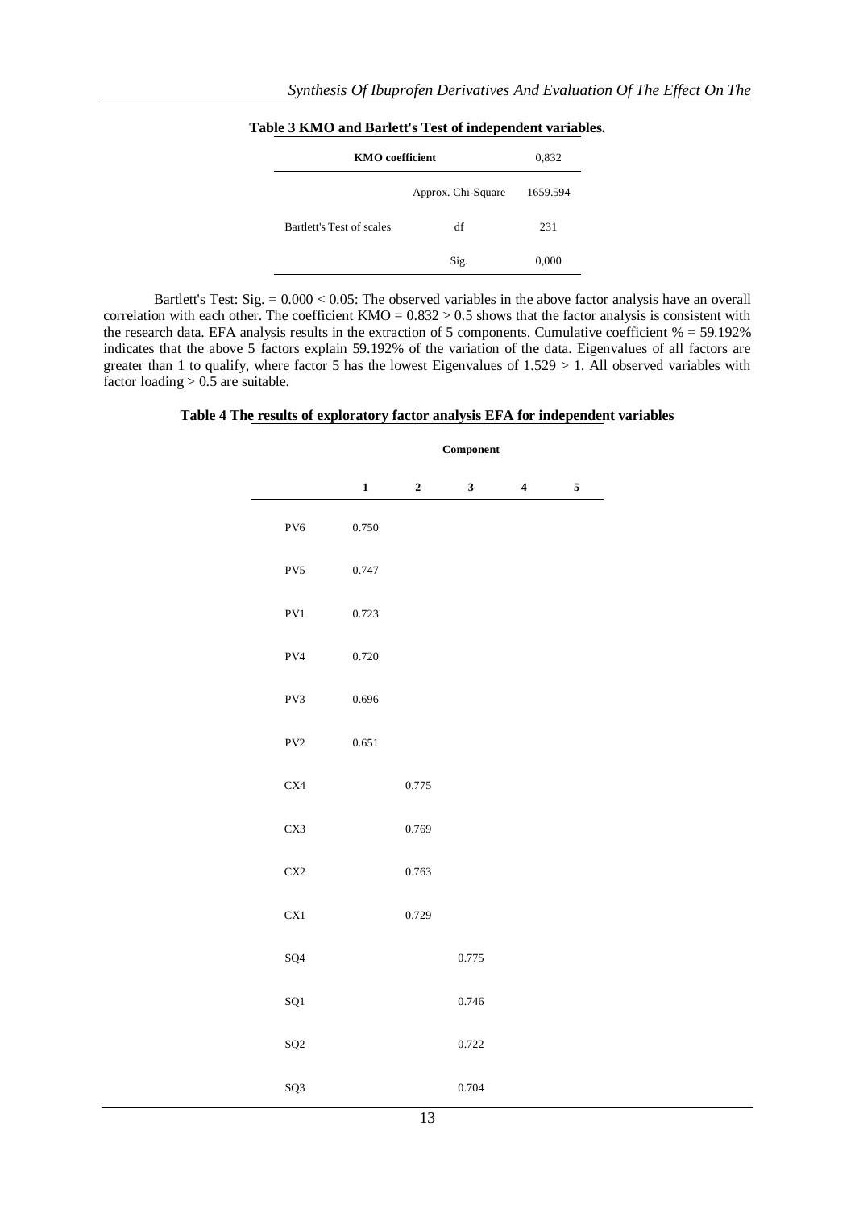**Table 3 KMO and Barlett's Test of independent variables.**

| KMO coefficient | | 0,832 |
|---|---|---|
| Bartlett's Test of scales | Approx. Chi-Square | 1659.594 |
| | df | 231 |
| | Sig. | 0,000 |

Bartlett's Test: Sig. = 0.000 < 0.05: The observed variables in the above factor analysis have an overall correlation with each other. The coefficient KMO = 0.832 > 0.5 shows that the factor analysis is consistent with the research data. EFA analysis results in the extraction of 5 components. Cumulative coefficient % = 59.192% indicates that the above 5 factors explain 59.192% of the variation of the data. Eigenvalues of all factors are greater than 1 to qualify, where factor 5 has the lowest Eigenvalues of 1.529 > 1. All observed variables with factor loading > 0.5 are suitable.

**Table 4 The results of exploratory factor analysis EFA for independent variables**

| | Component | | | | |
|---|---|---|---|---|---|
| | **1** | **2** | **3** | **4** | **5** |
| PV6 | 0.750 | | | | |
| PV5 | 0.747 | | | | |
| PV1 | 0.723 | | | | |
| PV4 | 0.720 | | | | |
| PV3 | 0.696 | | | | |
| PV2 | 0.651 | | | | |
| CX4 | | 0.775 | | | |
| CX3 | | 0.769 | | | |
| CX2 | | 0.763 | | | |
| CX1 | | 0.729 | | | |
| SQ4 | | | 0.775 | | |
| SQ1 | | | 0.746 | | |
| SQ2 | | | 0.722 | | |
| SQ3 | | | 0.704 | | |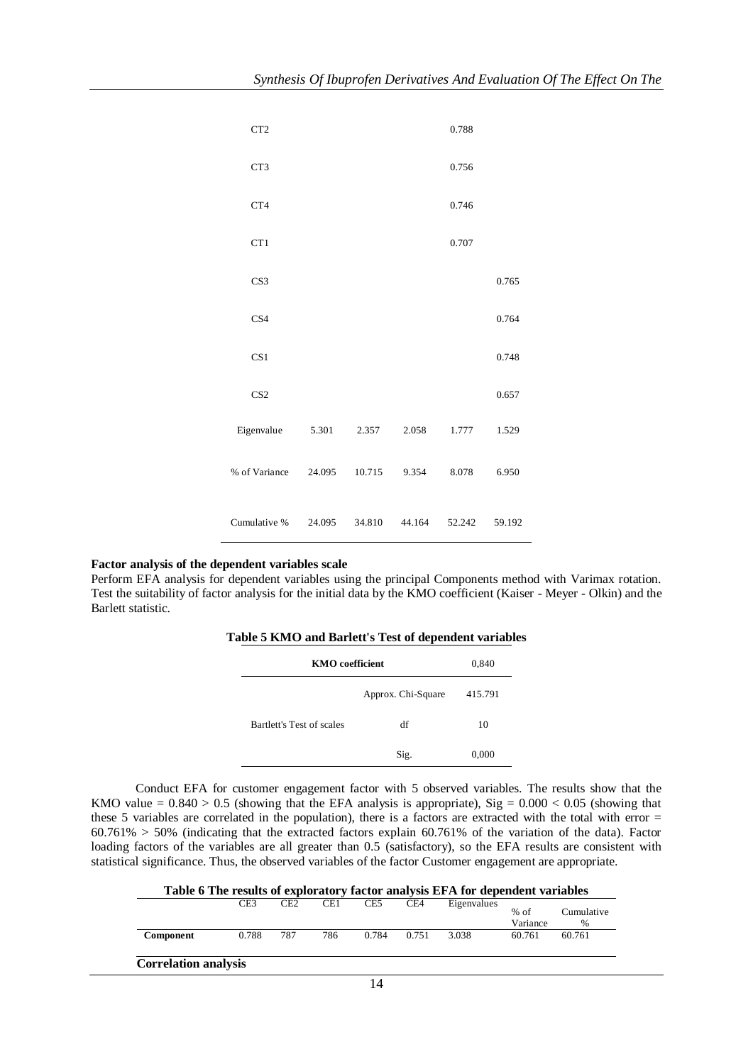| | | | | | |
|---|---|---|---|---|---|
| CT2 | | | | 0.788 | |
| CT3 | | | | 0.756 | |
| CT4 | | | | 0.746 | |
| CT1 | | | | 0.707 | |
| CS3 | | | | | 0.765 |
| CS4 | | | | | 0.764 |
| CS1 | | | | | 0.748 |
| CS2 | | | | | 0.657 |
| Eigenvalue | 5.301 | 2.357 | 2.058 | 1.777 | 1.529 |
| % of Variance | 24.095 | 10.715 | 9.354 | 8.078 | 6.950 |
| Cumulative % | 24.095 | 34.810 | 44.164 | 52.242 | 59.192 |

**Factor analysis of the dependent variables scale**

Perform EFA analysis for dependent variables using the principal Components method with Varimax rotation. Test the suitability of factor analysis for the initial data by the KMO coefficient (Kaiser - Meyer - Olkin) and the Barlett statistic.

**Table 5 KMO and Barlett's Test of dependent variables**

| **KMO coefficient** | | 0,840 |
|---|---|---|
| | Approx. Chi-Square | 415.791 |
| Bartlett's Test of scales | df | 10 |
| | Sig. | 0,000 |

Conduct EFA for customer engagement factor with 5 observed variables. The results show that the KMO value = 0.840 > 0.5 (showing that the EFA analysis is appropriate), Sig = 0.000 < 0.05 (showing that these 5 variables are correlated in the population), there is a factors are extracted with the total with error = 60.761% > 50% (indicating that the extracted factors explain 60.761% of the variation of the data). Factor loading factors of the variables are all greater than 0.5 (satisfactory), so the EFA results are consistent with statistical significance. Thus, the observed variables of the factor Customer engagement are appropriate.

**Table 6 The results of exploratory factor analysis EFA for dependent variables**

| | CE3 | CE2 | CE1 | CE5 | CE4 | Eigenvalues | % of Variance | Cumulative % |
|---|---|---|---|---|---|---|---|---|
| **Component** | 0.788 | 787 | 786 | 0.784 | 0.751 | 3.038 | 60.761 | 60.761 |

**Correlation analysis**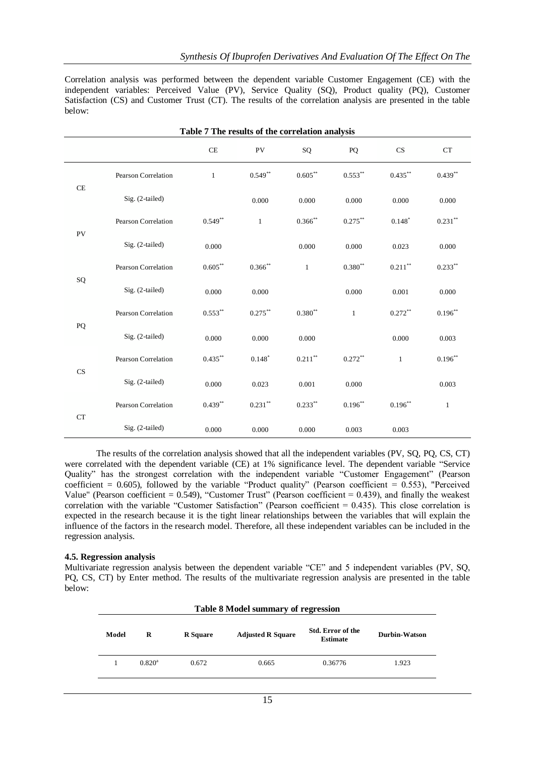Correlation analysis was performed between the dependent variable Customer Engagement (CE) with the independent variables: Perceived Value (PV), Service Quality (SQ), Product quality (PQ), Customer Satisfaction (CS) and Customer Trust (CT). The results of the correlation analysis are presented in the table below:

**Table 7 The results of the correlation analysis**

| | | CE | PV | SQ | PQ | CS | CT |
|---|---|---|---|---|---|---|---|
| CE | Pearson Correlation | 1 | 0.549** | 0.605** | 0.553** | 0.435** | 0.439** |
| | Sig. (2-tailed) | | 0.000 | 0.000 | 0.000 | 0.000 | 0.000 |
| PV | Pearson Correlation | 0.549** | 1 | 0.366** | 0.275** | 0.148* | 0.231** |
| | Sig. (2-tailed) | 0.000 | | 0.000 | 0.000 | 0.023 | 0.000 |
| SQ | Pearson Correlation | 0.605** | 0.366** | 1 | 0.380** | 0.211** | 0.233** |
| | Sig. (2-tailed) | 0.000 | 0.000 | | 0.000 | 0.001 | 0.000 |
| PQ | Pearson Correlation | 0.553** | 0.275** | 0.380** | 1 | 0.272** | 0.196** |
| | Sig. (2-tailed) | 0.000 | 0.000 | 0.000 | | 0.000 | 0.003 |
| CS | Pearson Correlation | 0.435** | 0.148* | 0.211** | 0.272** | 1 | 0.196** |
| | Sig. (2-tailed) | 0.000 | 0.023 | 0.001 | 0.000 | | 0.003 |
| CT | Pearson Correlation | 0.439** | 0.231** | 0.233** | 0.196** | 0.196** | 1 |
| | Sig. (2-tailed) | 0.000 | 0.000 | 0.000 | 0.003 | 0.003 | |

The results of the correlation analysis showed that all the independent variables (PV, SQ, PQ, CS, CT) were correlated with the dependent variable (CE) at 1% significance level. The dependent variable "Service Quality" has the strongest correlation with the independent variable "Customer Engagement" (Pearson coefficient = 0.605), followed by the variable "Product quality" (Pearson coefficient = 0.553), "Perceived Value" (Pearson coefficient = 0.549), "Customer Trust" (Pearson coefficient = 0.439), and finally the weakest correlation with the variable "Customer Satisfaction" (Pearson coefficient = 0.435). This close correlation is expected in the research because it is the tight linear relationships between the variables that will explain the influence of the factors in the research model. Therefore, all these independent variables can be included in the regression analysis.

### 4.5. Regression analysis

Multivariate regression analysis between the dependent variable "CE" and 5 independent variables (PV, SQ, PQ, CS, CT) by Enter method. The results of the multivariate regression analysis are presented in the table below:

**Table 8 Model summary of regression**

| Model | R | R Square | Adjusted R Square | Std. Error of the Estimate | Durbin-Watson |
|---|---|---|---|---|---|
| 1 | 0.820[a] | 0.672 | 0.665 | 0.36776 | 1.923 |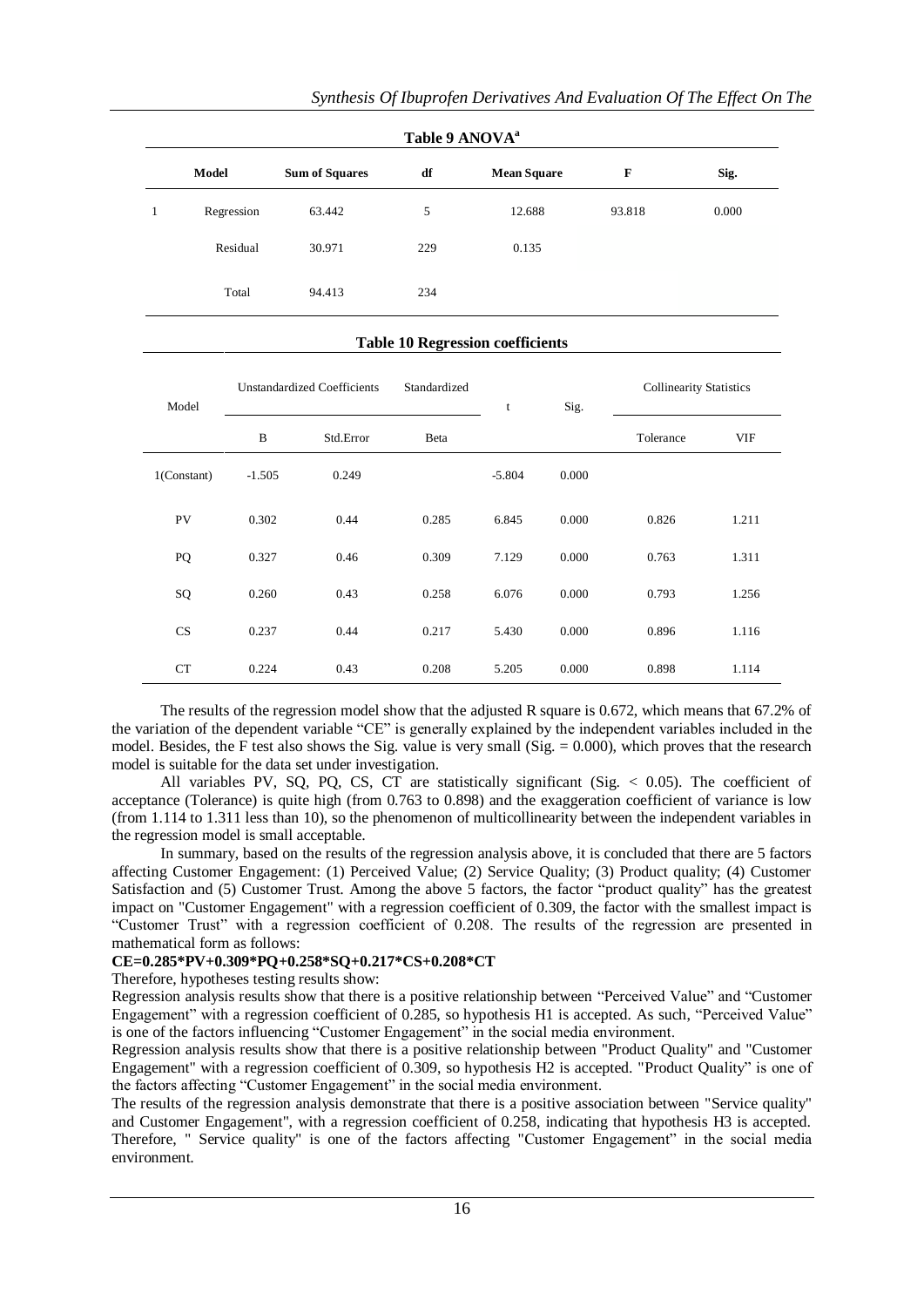**Table 9 ANOVA[a]**

| Model | | Sum of Squares | df | Mean Square | F | Sig. |
|---|---|---|---|---|---|---|
| 1 | Regression | 63.442 | 5 | 12.688 | 93.818 | 0.000 |
| | Residual | 30.971 | 229 | 0.135 | | |
| | Total | 94.413 | 234 | | | |

**Table 10 Regression coefficients**

| Model | Unstandardized Coefficients | | Standardized | t | Sig. | Collinearity Statistics | |
|---|---|---|---|---|---|---|---|
| | B | Std.Error | Beta | | | Tolerance | VIF |
| 1(Constant) | -1.505 | 0.249 | | -5.804 | 0.000 | | |
| PV | 0.302 | 0.44 | 0.285 | 6.845 | 0.000 | 0.826 | 1.211 |
| PQ | 0.327 | 0.46 | 0.309 | 7.129 | 0.000 | 0.763 | 1.311 |
| SQ | 0.260 | 0.43 | 0.258 | 6.076 | 0.000 | 0.793 | 1.256 |
| CS | 0.237 | 0.44 | 0.217 | 5.430 | 0.000 | 0.896 | 1.116 |
| CT | 0.224 | 0.43 | 0.208 | 5.205 | 0.000 | 0.898 | 1.114 |

The results of the regression model show that the adjusted R square is 0.672, which means that 67.2% of the variation of the dependent variable "CE" is generally explained by the independent variables included in the model. Besides, the F test also shows the Sig. value is very small (Sig. = 0.000), which proves that the research model is suitable for the data set under investigation.

All variables PV, SQ, PQ, CS, CT are statistically significant (Sig. < 0.05). The coefficient of acceptance (Tolerance) is quite high (from 0.763 to 0.898) and the exaggeration coefficient of variance is low (from 1.114 to 1.311 less than 10), so the phenomenon of multicollinearity between the independent variables in the regression model is small acceptable.

In summary, based on the results of the regression analysis above, it is concluded that there are 5 factors affecting Customer Engagement: (1) Perceived Value; (2) Service Quality; (3) Product quality; (4) Customer Satisfaction and (5) Customer Trust. Among the above 5 factors, the factor "product quality" has the greatest impact on "Customer Engagement" with a regression coefficient of 0.309, the factor with the smallest impact is "Customer Trust" with a regression coefficient of 0.208. The results of the regression are presented in mathematical form as follows:

**CE=0.285\*PV+0.309\*PQ+0.258\*SQ+0.217\*CS+0.208\*CT**

Therefore, hypotheses testing results show:

Regression analysis results show that there is a positive relationship between "Perceived Value" and "Customer Engagement" with a regression coefficient of 0.285, so hypothesis H1 is accepted. As such, "Perceived Value" is one of the factors influencing "Customer Engagement" in the social media environment.

Regression analysis results show that there is a positive relationship between "Product Quality" and "Customer Engagement" with a regression coefficient of 0.309, so hypothesis H2 is accepted. "Product Quality" is one of the factors affecting "Customer Engagement" in the social media environment.

The results of the regression analysis demonstrate that there is a positive association between "Service quality" and Customer Engagement", with a regression coefficient of 0.258, indicating that hypothesis H3 is accepted. Therefore, " Service quality" is one of the factors affecting "Customer Engagement" in the social media environment.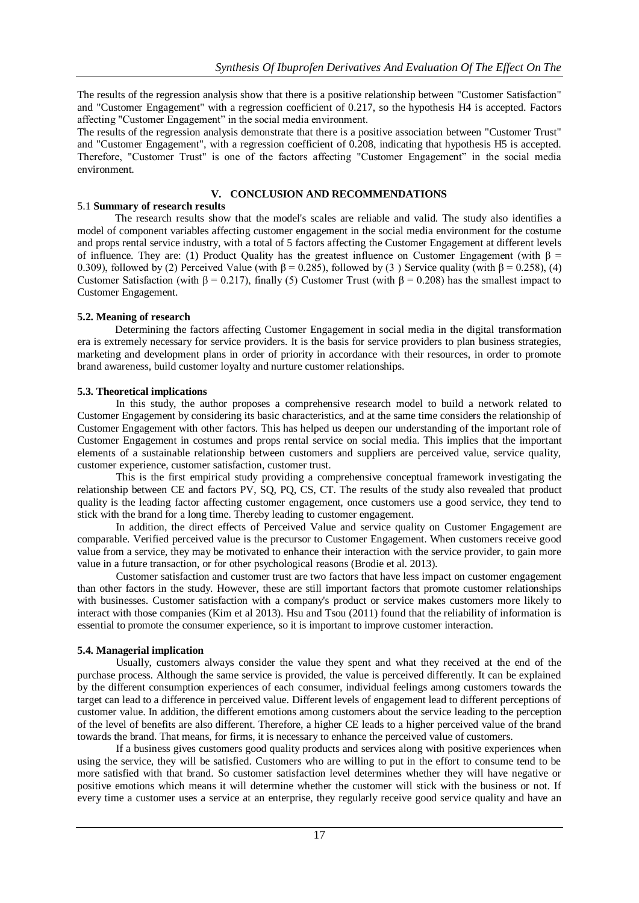The results of the regression analysis show that there is a positive relationship between "Customer Satisfaction" and "Customer Engagement" with a regression coefficient of 0.217, so the hypothesis H4 is accepted. Factors affecting "Customer Engagement" in the social media environment.

The results of the regression analysis demonstrate that there is a positive association between "Customer Trust" and "Customer Engagement", with a regression coefficient of 0.208, indicating that hypothesis H5 is accepted. Therefore, "Customer Trust" is one of the factors affecting "Customer Engagement" in the social media environment.

## V. CONCLUSION AND RECOMMENDATIONS

### 5.1 Summary of research results

The research results show that the model's scales are reliable and valid. The study also identifies a model of component variables affecting customer engagement in the social media environment for the costume and props rental service industry, with a total of 5 factors affecting the Customer Engagement at different levels of influence. They are: (1) Product Quality has the greatest influence on Customer Engagement (with $\beta = 0.309$), followed by (2) Perceived Value (with $\beta = 0.285$), followed by (3 ) Service quality (with $\beta = 0.258$), (4) Customer Satisfaction (with $\beta = 0.217$), finally (5) Customer Trust (with $\beta = 0.208$) has the smallest impact to Customer Engagement.

### 5.2. Meaning of research

Determining the factors affecting Customer Engagement in social media in the digital transformation era is extremely necessary for service providers. It is the basis for service providers to plan business strategies, marketing and development plans in order of priority in accordance with their resources, in order to promote brand awareness, build customer loyalty and nurture customer relationships.

### 5.3. Theoretical implications

In this study, the author proposes a comprehensive research model to build a network related to Customer Engagement by considering its basic characteristics, and at the same time considers the relationship of Customer Engagement with other factors. This has helped us deepen our understanding of the important role of Customer Engagement in costumes and props rental service on social media. This implies that the important elements of a sustainable relationship between customers and suppliers are perceived value, service quality, customer experience, customer satisfaction, customer trust.

This is the first empirical study providing a comprehensive conceptual framework investigating the relationship between CE and factors PV, SQ, PQ, CS, CT. The results of the study also revealed that product quality is the leading factor affecting customer engagement, once customers use a good service, they tend to stick with the brand for a long time. Thereby leading to customer engagement.

In addition, the direct effects of Perceived Value and service quality on Customer Engagement are comparable. Verified perceived value is the precursor to Customer Engagement. When customers receive good value from a service, they may be motivated to enhance their interaction with the service provider, to gain more value in a future transaction, or for other psychological reasons (Brodie et al. 2013).

Customer satisfaction and customer trust are two factors that have less impact on customer engagement than other factors in the study. However, these are still important factors that promote customer relationships with businesses. Customer satisfaction with a company's product or service makes customers more likely to interact with those companies (Kim et al 2013). Hsu and Tsou (2011) found that the reliability of information is essential to promote the consumer experience, so it is important to improve customer interaction.

### 5.4. Managerial implication

Usually, customers always consider the value they spent and what they received at the end of the purchase process. Although the same service is provided, the value is perceived differently. It can be explained by the different consumption experiences of each consumer, individual feelings among customers towards the target can lead to a difference in perceived value. Different levels of engagement lead to different perceptions of customer value. In addition, the different emotions among customers about the service leading to the perception of the level of benefits are also different. Therefore, a higher CE leads to a higher perceived value of the brand towards the brand. That means, for firms, it is necessary to enhance the perceived value of customers.

If a business gives customers good quality products and services along with positive experiences when using the service, they will be satisfied. Customers who are willing to put in the effort to consume tend to be more satisfied with that brand. So customer satisfaction level determines whether they will have negative or positive emotions which means it will determine whether the customer will stick with the business or not. If every time a customer uses a service at an enterprise, they regularly receive good service quality and have an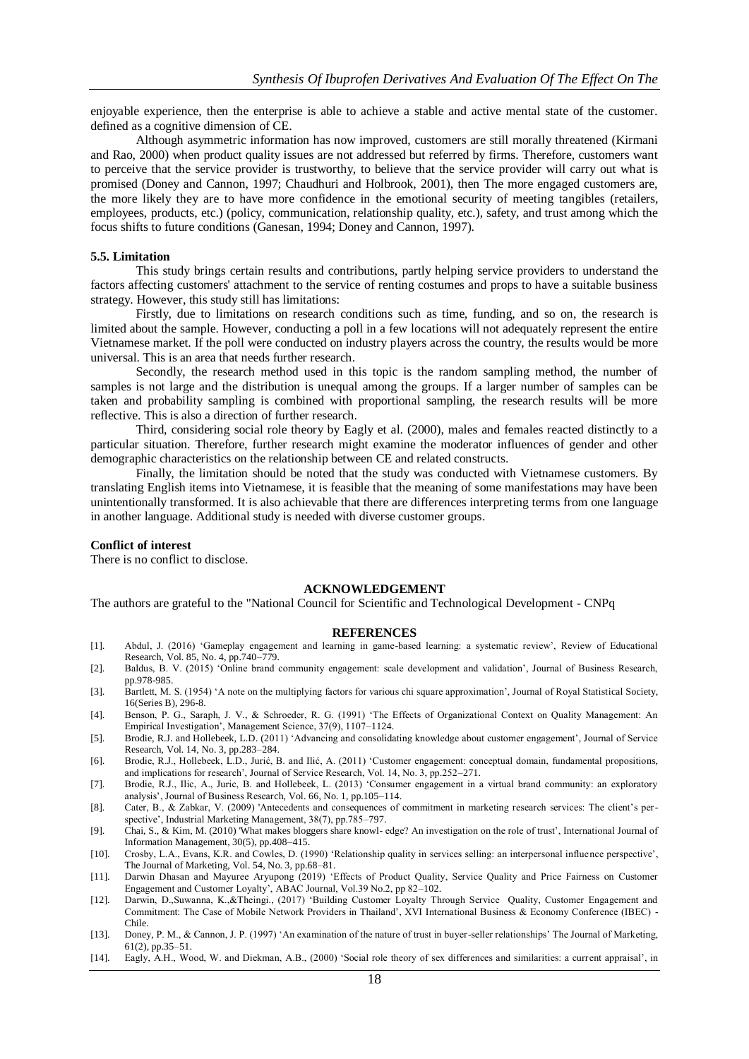enjoyable experience, then the enterprise is able to achieve a stable and active mental state of the customer. defined as a cognitive dimension of CE.

Although asymmetric information has now improved, customers are still morally threatened (Kirmani and Rao, 2000) when product quality issues are not addressed but referred by firms. Therefore, customers want to perceive that the service provider is trustworthy, to believe that the service provider will carry out what is promised (Doney and Cannon, 1997; Chaudhuri and Holbrook, 2001), then The more engaged customers are, the more likely they are to have more confidence in the emotional security of meeting tangibles (retailers, employees, products, etc.) (policy, communication, relationship quality, etc.), safety, and trust among which the focus shifts to future conditions (Ganesan, 1994; Doney and Cannon, 1997).

### 5.5. Limitation

This study brings certain results and contributions, partly helping service providers to understand the factors affecting customers' attachment to the service of renting costumes and props to have a suitable business strategy. However, this study still has limitations:

Firstly, due to limitations on research conditions such as time, funding, and so on, the research is limited about the sample. However, conducting a poll in a few locations will not adequately represent the entire Vietnamese market. If the poll were conducted on industry players across the country, the results would be more universal. This is an area that needs further research.

Secondly, the research method used in this topic is the random sampling method, the number of samples is not large and the distribution is unequal among the groups. If a larger number of samples can be taken and probability sampling is combined with proportional sampling, the research results will be more reflective. This is also a direction of further research.

Third, considering social role theory by Eagly et al. (2000), males and females reacted distinctly to a particular situation. Therefore, further research might examine the moderator influences of gender and other demographic characteristics on the relationship between CE and related constructs.

Finally, the limitation should be noted that the study was conducted with Vietnamese customers. By translating English items into Vietnamese, it is feasible that the meaning of some manifestations may have been unintentionally transformed. It is also achievable that there are differences interpreting terms from one language in another language. Additional study is needed with diverse customer groups.

**Conflict of interest**

There is no conflict to disclose.

## ACKNOWLEDGEMENT

The authors are grateful to the "National Council for Scientific and Technological Development - CNPq

## REFERENCES

[1]. Abdul, J. (2016) 'Gameplay engagement and learning in game-based learning: a systematic review', Review of Educational Research, Vol. 85, No. 4, pp.740–779.

[2]. Baldus, B. V. (2015) 'Online brand community engagement: scale development and validation', Journal of Business Research, pp.978-985.

[3]. Bartlett, M. S. (1954) 'A note on the multiplying factors for various chi square approximation', Journal of Royal Statistical Society, 16(Series B), 296-8.

[4]. Benson, P. G., Saraph, J. V., & Schroeder, R. G. (1991) 'The Effects of Organizational Context on Quality Management: An Empirical Investigation', Management Science, 37(9), 1107–1124.

[5]. Brodie, R.J. and Hollebeek, L.D. (2011) 'Advancing and consolidating knowledge about customer engagement', Journal of Service Research, Vol. 14, No. 3, pp.283–284.

[6]. Brodie, R.J., Hollebeek, L.D., Jurić, B. and Ilić, A. (2011) 'Customer engagement: conceptual domain, fundamental propositions, and implications for research', Journal of Service Research, Vol. 14, No. 3, pp.252–271.

[7]. Brodie, R.J., Ilic, A., Juric, B. and Hollebeek, L. (2013) 'Consumer engagement in a virtual brand community: an exploratory analysis', Journal of Business Research, Vol. 66, No. 1, pp.105–114.

[8]. Cater, B., & Zabkar, V. (2009) 'Antecedents and consequences of commitment in marketing research services: The client's perspective', Industrial Marketing Management, 38(7), pp.785–797.

[9]. Chai, S., & Kim, M. (2010) 'What makes bloggers share knowl- edge? An investigation on the role of trust', International Journal of Information Management, 30(5), pp.408–415.

[10]. Crosby, L.A., Evans, K.R. and Cowles, D. (1990) 'Relationship quality in services selling: an interpersonal influence perspective', The Journal of Marketing, Vol. 54, No. 3, pp.68–81.

[11]. Darwin Dhasan and Mayuree Aryupong (2019) 'Effects of Product Quality, Service Quality and Price Fairness on Customer Engagement and Customer Loyalty', ABAC Journal, Vol.39 No.2, pp 82–102.

[12]. Darwin, D.,Suwanna, K.,&Theingi., (2017) 'Building Customer Loyalty Through Service Quality, Customer Engagement and Commitment: The Case of Mobile Network Providers in Thailand', XVI International Business & Economy Conference (IBEC) - Chile.

[13]. Doney, P. M., & Cannon, J. P. (1997) 'An examination of the nature of trust in buyer-seller relationships' The Journal of Marketing, 61(2), pp.35–51.

[14]. Eagly, A.H., Wood, W. and Diekman, A.B., (2000) 'Social role theory of sex differences and similarities: a current appraisal', in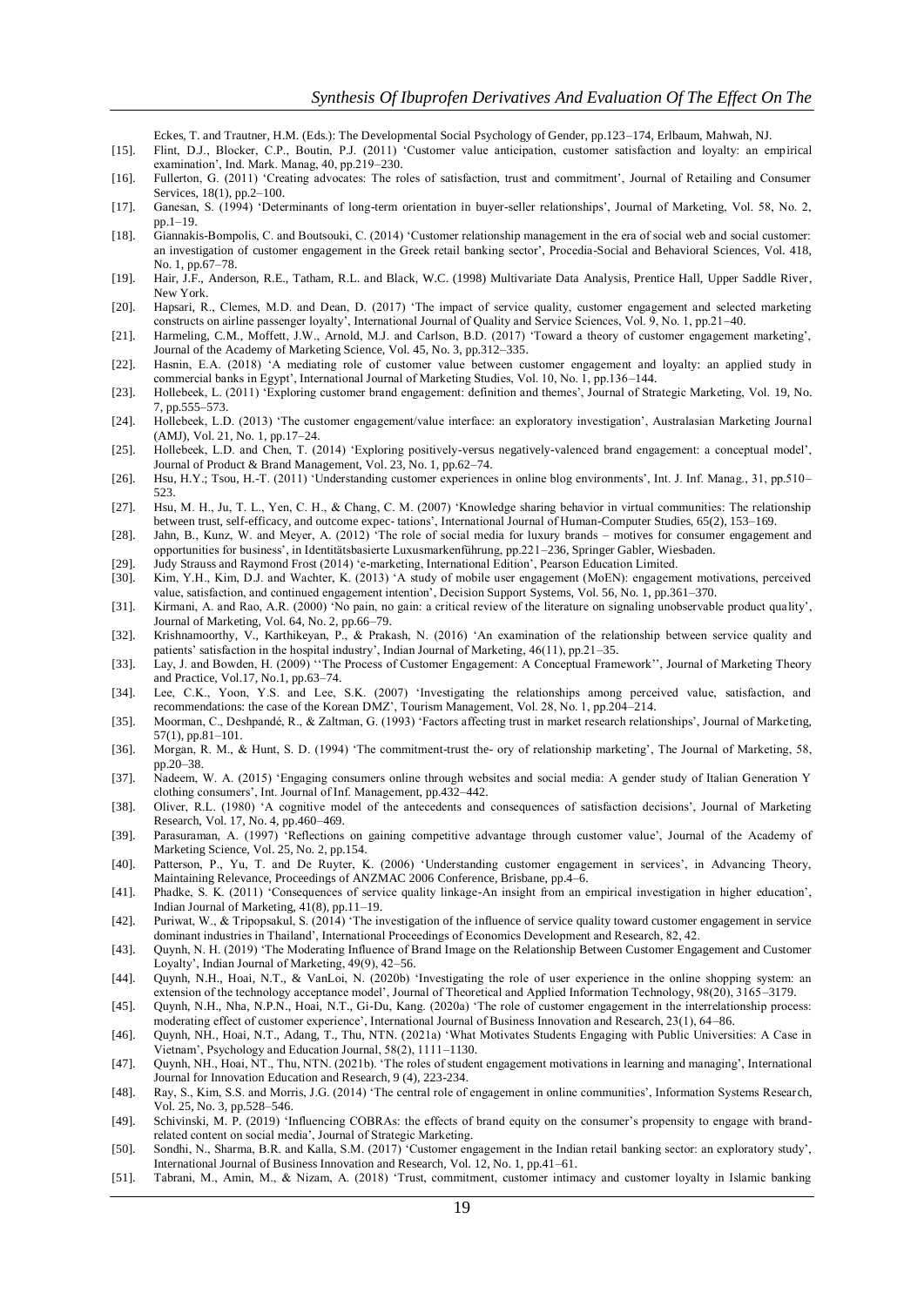Eckes, T. and Trautner, H.M. (Eds.): The Developmental Social Psychology of Gender, pp.123–174, Erlbaum, Mahwah, NJ.

[15]. Flint, D.J., Blocker, C.P., Boutin, P.J. (2011) 'Customer value anticipation, customer satisfaction and loyalty: an empirical examination', Ind. Mark. Manag, 40, pp.219–230.

[16]. Fullerton, G. (2011) 'Creating advocates: The roles of satisfaction, trust and commitment', Journal of Retailing and Consumer Services, 18(1), pp.2–100.

[17]. Ganesan, S. (1994) 'Determinants of long-term orientation in buyer-seller relationships', Journal of Marketing, Vol. 58, No. 2, pp.1–19.

[18]. Giannakis-Bompolis, C. and Boutsouki, C. (2014) 'Customer relationship management in the era of social web and social customer: an investigation of customer engagement in the Greek retail banking sector', Procedia-Social and Behavioral Sciences, Vol. 418, No. 1, pp.67–78.

[19]. Hair, J.F., Anderson, R.E., Tatham, R.L. and Black, W.C. (1998) Multivariate Data Analysis, Prentice Hall, Upper Saddle River, New York.

[20]. Hapsari, R., Clemes, M.D. and Dean, D. (2017) 'The impact of service quality, customer engagement and selected marketing constructs on airline passenger loyalty', International Journal of Quality and Service Sciences, Vol. 9, No. 1, pp.21–40.

[21]. Harmeling, C.M., Moffett, J.W., Arnold, M.J. and Carlson, B.D. (2017) 'Toward a theory of customer engagement marketing', Journal of the Academy of Marketing Science, Vol. 45, No. 3, pp.312–335.

[22]. Hasnin, E.A. (2018) 'A mediating role of customer value between customer engagement and loyalty: an applied study in commercial banks in Egypt', International Journal of Marketing Studies, Vol. 10, No. 1, pp.136–144.

[23]. Hollebeek, L. (2011) 'Exploring customer brand engagement: definition and themes', Journal of Strategic Marketing, Vol. 19, No. 7, pp.555–573.

[24]. Hollebeek, L.D. (2013) 'The customer engagement/value interface: an exploratory investigation', Australasian Marketing Journal (AMJ), Vol. 21, No. 1, pp.17–24.

[25]. Hollebeek, L.D. and Chen, T. (2014) 'Exploring positively-versus negatively-valenced brand engagement: a conceptual model', Journal of Product & Brand Management, Vol. 23, No. 1, pp.62–74.

[26]. Hsu, H.Y.; Tsou, H.-T. (2011) 'Understanding customer experiences in online blog environments', Int. J. Inf. Manag., 31, pp.510–523.

[27]. Hsu, M. H., Ju, T. L., Yen, C. H., & Chang, C. M. (2007) 'Knowledge sharing behavior in virtual communities: The relationship between trust, self-efficacy, and outcome expec- tations', International Journal of Human-Computer Studies, 65(2), 153–169.

[28]. Jahn, B., Kunz, W. and Meyer, A. (2012) 'The role of social media for luxury brands – motives for consumer engagement and opportunities for business', in Identitätsbasierte Luxusmarkenführung, pp.221–236, Springer Gabler, Wiesbaden.

[29]. Judy Strauss and Raymond Frost (2014) 'e-marketing, International Edition', Pearson Education Limited.

[30]. Kim, Y.H., Kim, D.J. and Wachter, K. (2013) 'A study of mobile user engagement (MoEN): engagement motivations, perceived value, satisfaction, and continued engagement intention', Decision Support Systems, Vol. 56, No. 1, pp.361–370.

[31]. Kirmani, A. and Rao, A.R. (2000) 'No pain, no gain: a critical review of the literature on signaling unobservable product quality', Journal of Marketing, Vol. 64, No. 2, pp.66–79.

[32]. Krishnamoorthy, V., Karthikeyan, P., & Prakash, N. (2016) 'An examination of the relationship between service quality and patients' satisfaction in the hospital industry', Indian Journal of Marketing, 46(11), pp.21–35.

[33]. Lay, J. and Bowden, H. (2009) ''The Process of Customer Engagement: A Conceptual Framework'', Journal of Marketing Theory and Practice, Vol.17, No.1, pp.63–74.

[34]. Lee, C.K., Yoon, Y.S. and Lee, S.K. (2007) 'Investigating the relationships among perceived value, satisfaction, and recommendations: the case of the Korean DMZ', Tourism Management, Vol. 28, No. 1, pp.204–214.

[35]. Moorman, C., Deshpandé, R., & Zaltman, G. (1993) 'Factors affecting trust in market research relationships', Journal of Marketing, 57(1), pp.81–101.

[36]. Morgan, R. M., & Hunt, S. D. (1994) 'The commitment-trust the- ory of relationship marketing', The Journal of Marketing, 58, pp.20–38.

[37]. Nadeem, W. A. (2015) 'Engaging consumers online through websites and social media: A gender study of Italian Generation Y clothing consumers', Int. Journal of Inf. Management, pp.432–442.

[38]. Oliver, R.L. (1980) 'A cognitive model of the antecedents and consequences of satisfaction decisions', Journal of Marketing Research, Vol. 17, No. 4, pp.460–469.

[39]. Parasuraman, A. (1997) 'Reflections on gaining competitive advantage through customer value', Journal of the Academy of Marketing Science, Vol. 25, No. 2, pp.154.

[40]. Patterson, P., Yu, T. and De Ruyter, K. (2006) 'Understanding customer engagement in services', in Advancing Theory, Maintaining Relevance, Proceedings of ANZMAC 2006 Conference, Brisbane, pp.4–6.

[41]. Phadke, S. K. (2011) 'Consequences of service quality linkage-An insight from an empirical investigation in higher education', Indian Journal of Marketing, 41(8), pp.11–19.

[42]. Puriwat, W., & Tripopsakul, S. (2014) 'The investigation of the influence of service quality toward customer engagement in service dominant industries in Thailand', International Proceedings of Economics Development and Research, 82, 42.

[43]. Quynh, N. H. (2019) 'The Moderating Influence of Brand Image on the Relationship Between Customer Engagement and Customer Loyalty', Indian Journal of Marketing, 49(9), 42–56.

[44]. Quynh, N.H., Hoai, N.T., & VanLoi, N. (2020b) 'Investigating the role of user experience in the online shopping system: an extension of the technology acceptance model', Journal of Theoretical and Applied Information Technology, 98(20), 3165–3179.

[45]. Quynh, N.H., Nha, N.P.N., Hoai, N.T., Gi-Du, Kang. (2020a) 'The role of customer engagement in the interrelationship process: moderating effect of customer experience', International Journal of Business Innovation and Research, 23(1), 64–86.

[46]. Quynh, NH., Hoai, N.T., Adang, T., Thu, NTN. (2021a) 'What Motivates Students Engaging with Public Universities: A Case in Vietnam', Psychology and Education Journal, 58(2), 1111–1130.

[47]. Quynh, NH., Hoai, NT., Thu, NTN. (2021b). 'The roles of student engagement motivations in learning and managing', International Journal for Innovation Education and Research, 9 (4), 223-234.

[48]. Ray, S., Kim, S.S. and Morris, J.G. (2014) 'The central role of engagement in online communities', Information Systems Research, Vol. 25, No. 3, pp.528–546.

[49]. Schivinski, M. P. (2019) 'Influencing COBRAs: the effects of brand equity on the consumer's propensity to engage with brand-related content on social media', Journal of Strategic Marketing.

[50]. Sondhi, N., Sharma, B.R. and Kalla, S.M. (2017) 'Customer engagement in the Indian retail banking sector: an exploratory study', International Journal of Business Innovation and Research, Vol. 12, No. 1, pp.41–61.

[51]. Tabrani, M., Amin, M., & Nizam, A. (2018) 'Trust, commitment, customer intimacy and customer loyalty in Islamic banking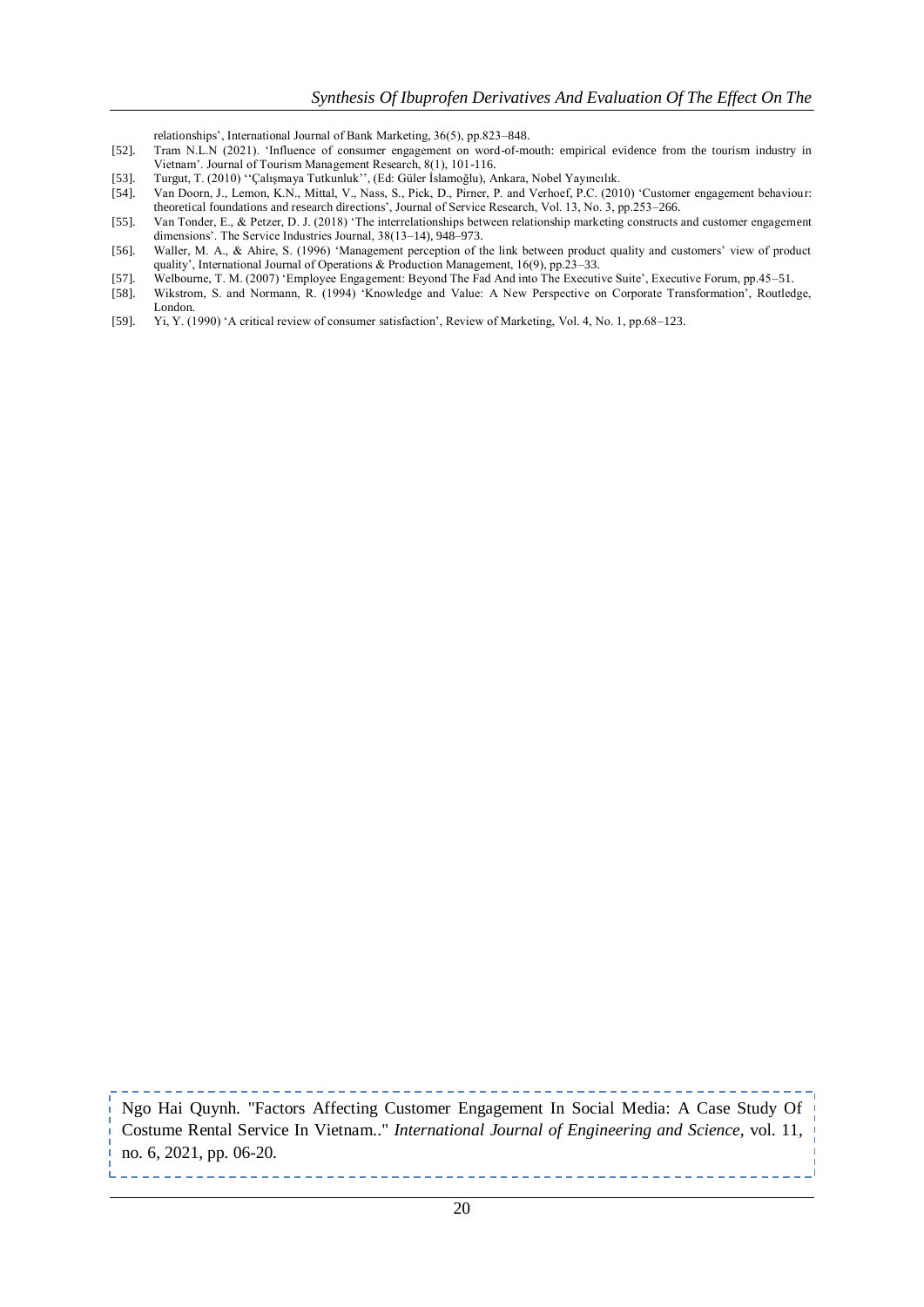relationships', International Journal of Bank Marketing, 36(5), pp.823–848.

[52]. Tram N.L.N (2021). 'Influence of consumer engagement on word-of-mouth: empirical evidence from the tourism industry in Vietnam'. Journal of Tourism Management Research, 8(1), 101-116.

[53]. Turgut, T. (2010) ''Çalışmaya Tutkunluk'', (Ed: Güler İslamoğlu), Ankara, Nobel Yayıncılık.

[54]. Van Doorn, J., Lemon, K.N., Mittal, V., Nass, S., Pick, D., Pirner, P. and Verhoef, P.C. (2010) 'Customer engagement behaviour: theoretical foundations and research directions', Journal of Service Research, Vol. 13, No. 3, pp.253–266.

[55]. Van Tonder, E., & Petzer, D. J. (2018) 'The interrelationships between relationship marketing constructs and customer engagement dimensions'. The Service Industries Journal, 38(13–14), 948–973.

[56]. Waller, M. A., & Ahire, S. (1996) 'Management perception of the link between product quality and customers' view of product quality', International Journal of Operations & Production Management, 16(9), pp.23–33.

[57]. Welbourne, T. M. (2007) 'Employee Engagement: Beyond The Fad And into The Executive Suite', Executive Forum, pp.45–51.

[58]. Wikstrom, S. and Normann, R. (1994) 'Knowledge and Value: A New Perspective on Corporate Transformation', Routledge, London.

[59]. Yi, Y. (1990) 'A critical review of consumer satisfaction', Review of Marketing, Vol. 4, No. 1, pp.68–123.

Ngo Hai Quynh. "Factors Affecting Customer Engagement In Social Media: A Case Study Of Costume Rental Service In Vietnam.." *International Journal of Engineering and Science*, vol. 11, no. 6, 2021, pp. 06-20.